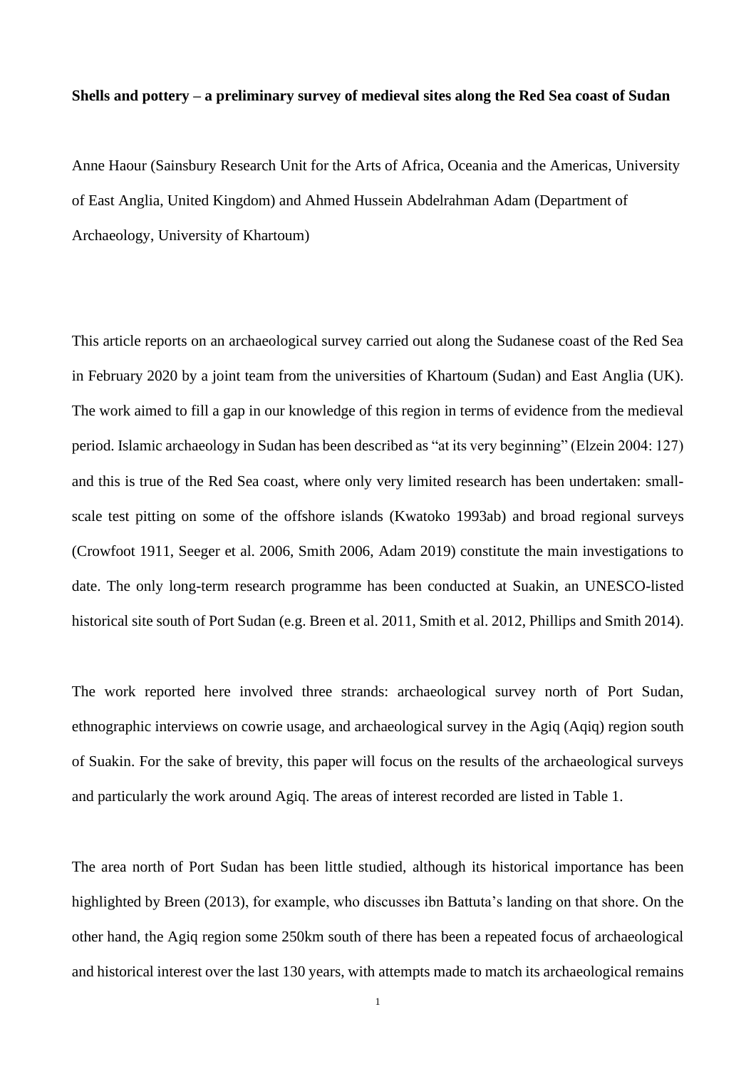# Shells and pottery – a preliminary survey of medieval sites along the Red Sea coast of Sudan

Anne Haour (Sainsbury Research Unit for the Arts of Africa, Oceania and the Americas, University of East Anglia, United Kingdom) and Ahmed Hussein Abdelrahman Adam (Department of Archaeology, University of Khartoum)

This article reports on an archaeological survey carried out along the Sudanese coast of the Red Sea in February 2020 by a joint team from the universities of Khartoum (Sudan) and East Anglia (UK). The work aimed to fill a gap in our knowledge of this region in terms of evidence from the medieval period. Islamic archaeology in Sudan has been described as "at its very beginning" (Elzein 2004: 127) and this is true of the Red Sea coast, where only very limited research has been undertaken: small-scale test pitting on some of the offshore islands (Kwatoko 1993ab) and broad regional surveys (Crowfoot 1911, Seeger et al. 2006, Smith 2006, Adam 2019) constitute the main investigations to date. The only long-term research programme has been conducted at Suakin, an UNESCO-listed historical site south of Port Sudan (e.g. Breen et al. 2011, Smith et al. 2012, Phillips and Smith 2014).

The work reported here involved three strands: archaeological survey north of Port Sudan, ethnographic interviews on cowrie usage, and archaeological survey in the Agiq (Aqiq) region south of Suakin. For the sake of brevity, this paper will focus on the results of the archaeological surveys and particularly the work around Agiq. The areas of interest recorded are listed in Table 1.

The area north of Port Sudan has been little studied, although its historical importance has been highlighted by Breen (2013), for example, who discusses ibn Battuta's landing on that shore. On the other hand, the Agiq region some 250km south of there has been a repeated focus of archaeological and historical interest over the last 130 years, with attempts made to match its archaeological remains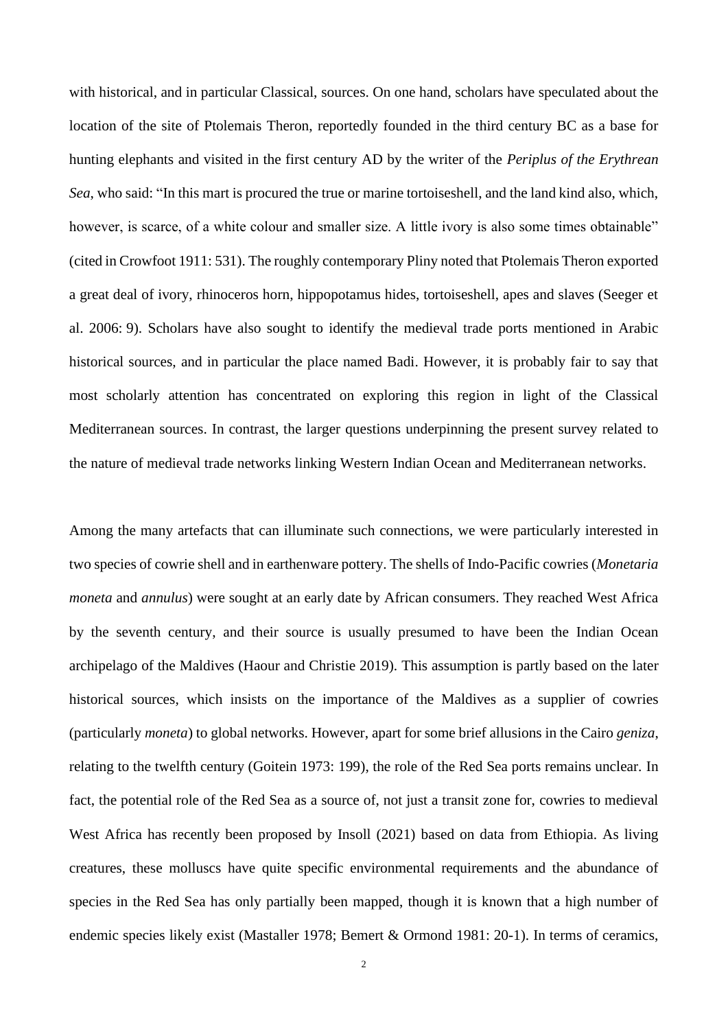with historical, and in particular Classical, sources. On one hand, scholars have speculated about the location of the site of Ptolemais Theron, reportedly founded in the third century BC as a base for hunting elephants and visited in the first century AD by the writer of the *Periplus of the Erythrean Sea*, who said: "In this mart is procured the true or marine tortoiseshell, and the land kind also, which, however, is scarce, of a white colour and smaller size. A little ivory is also some times obtainable" (cited in Crowfoot 1911: 531). The roughly contemporary Pliny noted that Ptolemais Theron exported a great deal of ivory, rhinoceros horn, hippopotamus hides, tortoiseshell, apes and slaves (Seeger et al. 2006: 9). Scholars have also sought to identify the medieval trade ports mentioned in Arabic historical sources, and in particular the place named Badi. However, it is probably fair to say that most scholarly attention has concentrated on exploring this region in light of the Classical Mediterranean sources. In contrast, the larger questions underpinning the present survey related to the nature of medieval trade networks linking Western Indian Ocean and Mediterranean networks.

Among the many artefacts that can illuminate such connections, we were particularly interested in two species of cowrie shell and in earthenware pottery. The shells of Indo-Pacific cowries (*Monetaria moneta* and *annulus*) were sought at an early date by African consumers. They reached West Africa by the seventh century, and their source is usually presumed to have been the Indian Ocean archipelago of the Maldives (Haour and Christie 2019). This assumption is partly based on the later historical sources, which insists on the importance of the Maldives as a supplier of cowries (particularly *moneta*) to global networks. However, apart for some brief allusions in the Cairo *geniza*, relating to the twelfth century (Goitein 1973: 199), the role of the Red Sea ports remains unclear. In fact, the potential role of the Red Sea as a source of, not just a transit zone for, cowries to medieval West Africa has recently been proposed by Insoll (2021) based on data from Ethiopia. As living creatures, these molluscs have quite specific environmental requirements and the abundance of species in the Red Sea has only partially been mapped, though it is known that a high number of endemic species likely exist (Mastaller 1978; Bemert & Ormond 1981: 20-1). In terms of ceramics,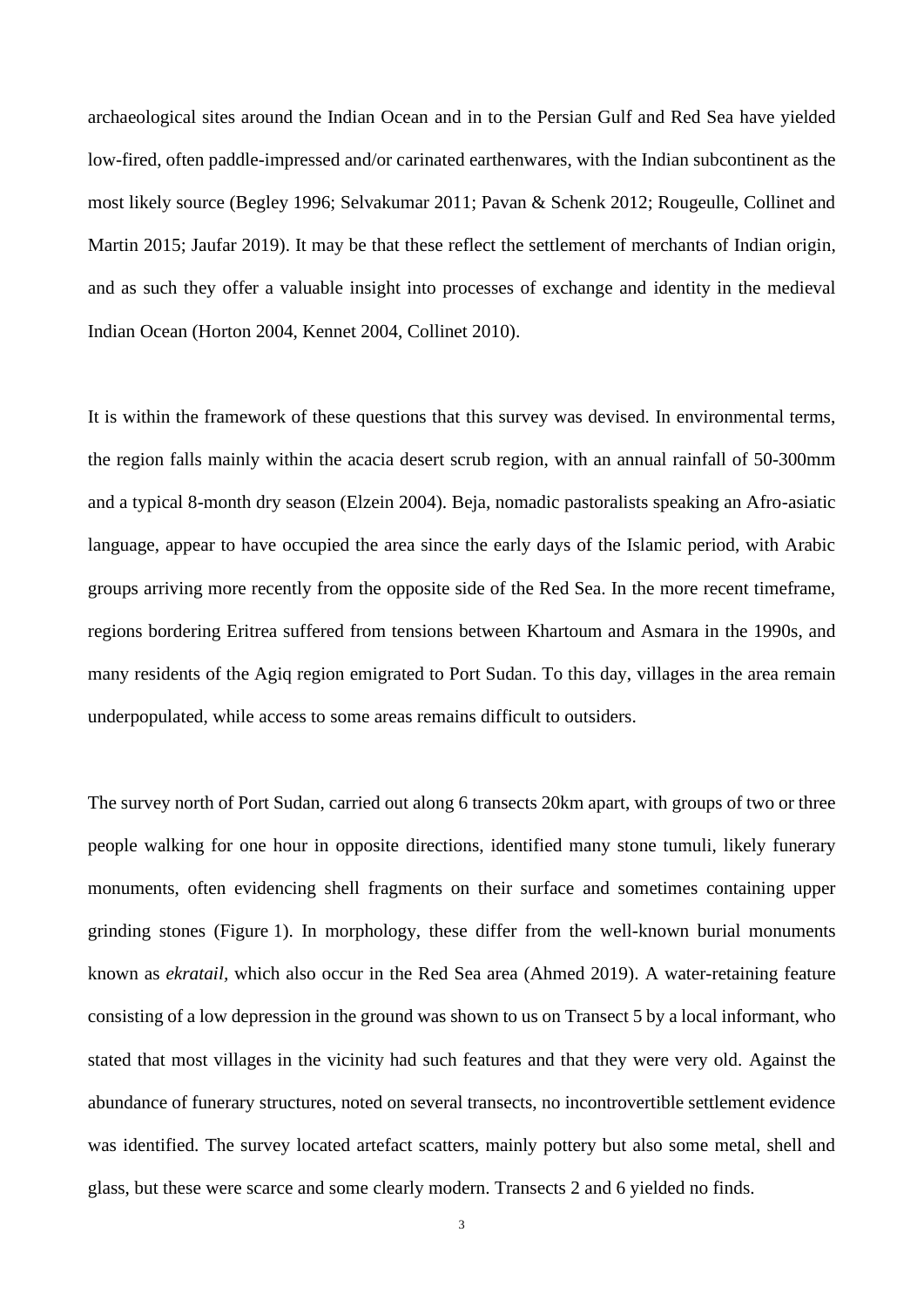archaeological sites around the Indian Ocean and in to the Persian Gulf and Red Sea have yielded low-fired, often paddle-impressed and/or carinated earthenwares, with the Indian subcontinent as the most likely source (Begley 1996; Selvakumar 2011; Pavan & Schenk 2012; Rougeulle, Collinet and Martin 2015; Jaufar 2019). It may be that these reflect the settlement of merchants of Indian origin, and as such they offer a valuable insight into processes of exchange and identity in the medieval Indian Ocean (Horton 2004, Kennet 2004, Collinet 2010).

It is within the framework of these questions that this survey was devised. In environmental terms, the region falls mainly within the acacia desert scrub region, with an annual rainfall of 50-300mm and a typical 8-month dry season (Elzein 2004). Beja, nomadic pastoralists speaking an Afro-asiatic language, appear to have occupied the area since the early days of the Islamic period, with Arabic groups arriving more recently from the opposite side of the Red Sea. In the more recent timeframe, regions bordering Eritrea suffered from tensions between Khartoum and Asmara in the 1990s, and many residents of the Agiq region emigrated to Port Sudan. To this day, villages in the area remain underpopulated, while access to some areas remains difficult to outsiders.

The survey north of Port Sudan, carried out along 6 transects 20km apart, with groups of two or three people walking for one hour in opposite directions, identified many stone tumuli, likely funerary monuments, often evidencing shell fragments on their surface and sometimes containing upper grinding stones (Figure 1). In morphology, these differ from the well-known burial monuments known as *ekratail*, which also occur in the Red Sea area (Ahmed 2019). A water-retaining feature consisting of a low depression in the ground was shown to us on Transect 5 by a local informant, who stated that most villages in the vicinity had such features and that they were very old. Against the abundance of funerary structures, noted on several transects, no incontrovertible settlement evidence was identified. The survey located artefact scatters, mainly pottery but also some metal, shell and glass, but these were scarce and some clearly modern. Transects 2 and 6 yielded no finds.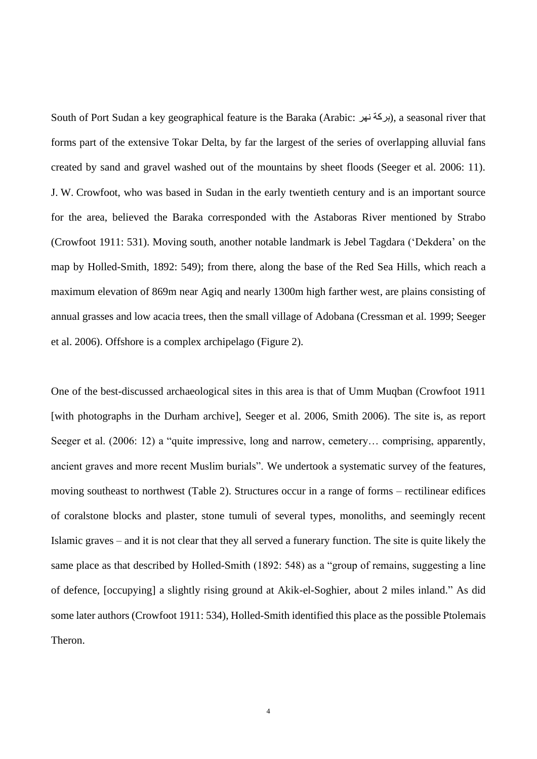South of Port Sudan a key geographical feature is the Baraka (Arabic: نهر بركة), a seasonal river that forms part of the extensive Tokar Delta, by far the largest of the series of overlapping alluvial fans created by sand and gravel washed out of the mountains by sheet floods (Seeger et al. 2006: 11). J. W. Crowfoot, who was based in Sudan in the early twentieth century and is an important source for the area, believed the Baraka corresponded with the Astaboras River mentioned by Strabo (Crowfoot 1911: 531). Moving south, another notable landmark is Jebel Tagdara ('Dekdera' on the map by Holled-Smith, 1892: 549); from there, along the base of the Red Sea Hills, which reach a maximum elevation of 869m near Agiq and nearly 1300m high farther west, are plains consisting of annual grasses and low acacia trees, then the small village of Adobana (Cressman et al. 1999; Seeger et al. 2006). Offshore is a complex archipelago (Figure 2).

One of the best-discussed archaeological sites in this area is that of Umm Muqban (Crowfoot 1911 [with photographs in the Durham archive], Seeger et al. 2006, Smith 2006). The site is, as report Seeger et al. (2006: 12) a "quite impressive, long and narrow, cemetery… comprising, apparently, ancient graves and more recent Muslim burials". We undertook a systematic survey of the features, moving southeast to northwest (Table 2). Structures occur in a range of forms – rectilinear edifices of coralstone blocks and plaster, stone tumuli of several types, monoliths, and seemingly recent Islamic graves – and it is not clear that they all served a funerary function. The site is quite likely the same place as that described by Holled-Smith (1892: 548) as a "group of remains, suggesting a line of defence, [occupying] a slightly rising ground at Akik-el-Soghier, about 2 miles inland." As did some later authors (Crowfoot 1911: 534), Holled-Smith identified this place as the possible Ptolemais Theron.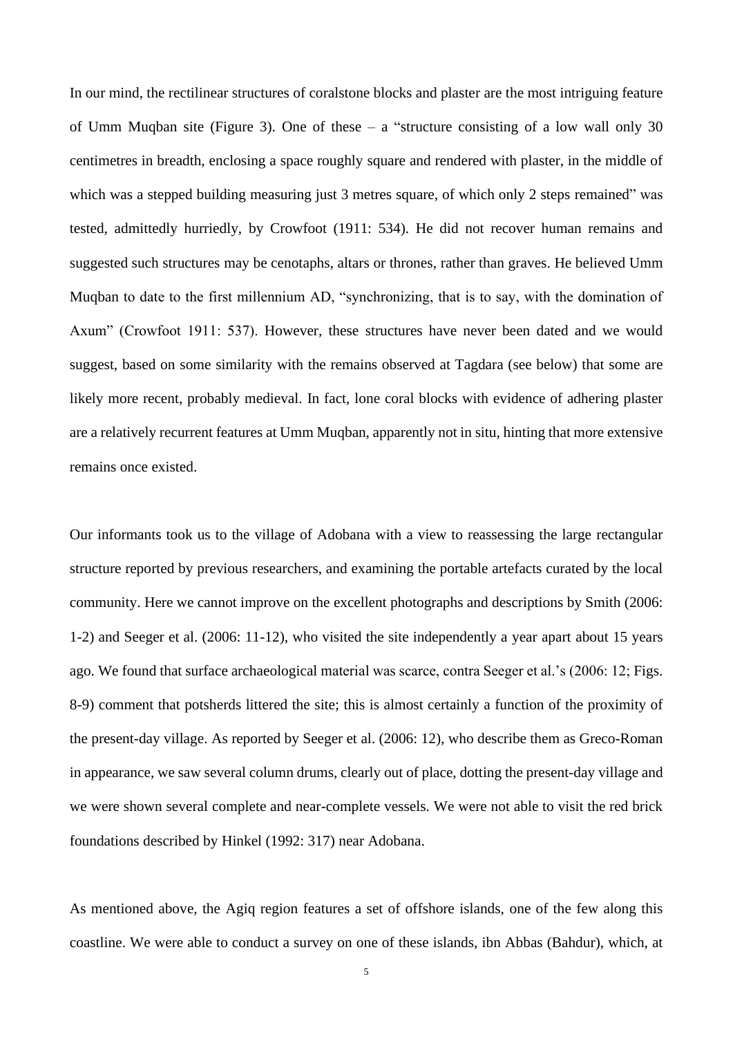In our mind, the rectilinear structures of coralstone blocks and plaster are the most intriguing feature of Umm Muqban site (Figure 3). One of these – a "structure consisting of a low wall only 30 centimetres in breadth, enclosing a space roughly square and rendered with plaster, in the middle of which was a stepped building measuring just 3 metres square, of which only 2 steps remained" was tested, admittedly hurriedly, by Crowfoot (1911: 534). He did not recover human remains and suggested such structures may be cenotaphs, altars or thrones, rather than graves. He believed Umm Muqban to date to the first millennium AD, "synchronizing, that is to say, with the domination of Axum" (Crowfoot 1911: 537). However, these structures have never been dated and we would suggest, based on some similarity with the remains observed at Tagdara (see below) that some are likely more recent, probably medieval. In fact, lone coral blocks with evidence of adhering plaster are a relatively recurrent features at Umm Muqban, apparently not in situ, hinting that more extensive remains once existed.

Our informants took us to the village of Adobana with a view to reassessing the large rectangular structure reported by previous researchers, and examining the portable artefacts curated by the local community. Here we cannot improve on the excellent photographs and descriptions by Smith (2006: 1-2) and Seeger et al. (2006: 11-12), who visited the site independently a year apart about 15 years ago. We found that surface archaeological material was scarce, contra Seeger et al.'s (2006: 12; Figs. 8-9) comment that potsherds littered the site; this is almost certainly a function of the proximity of the present-day village. As reported by Seeger et al. (2006: 12), who describe them as Greco-Roman in appearance, we saw several column drums, clearly out of place, dotting the present-day village and we were shown several complete and near-complete vessels. We were not able to visit the red brick foundations described by Hinkel (1992: 317) near Adobana.

As mentioned above, the Agiq region features a set of offshore islands, one of the few along this coastline. We were able to conduct a survey on one of these islands, ibn Abbas (Bahdur), which, at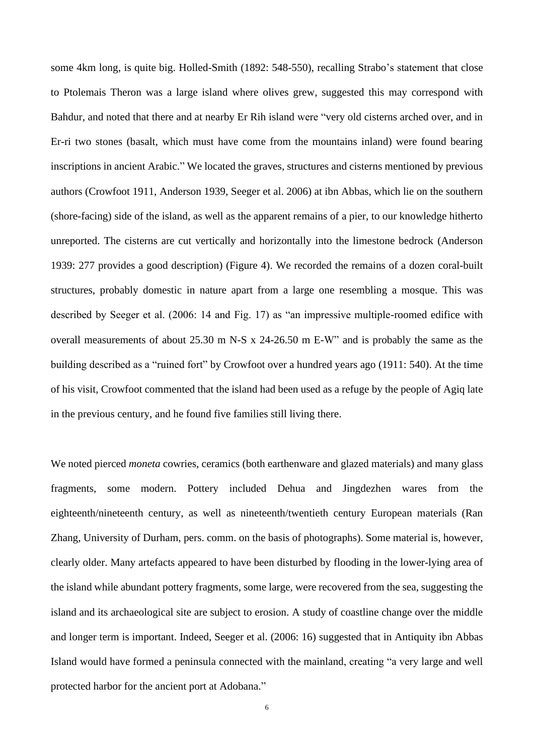some 4km long, is quite big. Holled-Smith (1892: 548-550), recalling Strabo's statement that close to Ptolemais Theron was a large island where olives grew, suggested this may correspond with Bahdur, and noted that there and at nearby Er Rih island were "very old cisterns arched over, and in Er-ri two stones (basalt, which must have come from the mountains inland) were found bearing inscriptions in ancient Arabic." We located the graves, structures and cisterns mentioned by previous authors (Crowfoot 1911, Anderson 1939, Seeger et al. 2006) at ibn Abbas, which lie on the southern (shore-facing) side of the island, as well as the apparent remains of a pier, to our knowledge hitherto unreported. The cisterns are cut vertically and horizontally into the limestone bedrock (Anderson 1939: 277 provides a good description) (Figure 4). We recorded the remains of a dozen coral-built structures, probably domestic in nature apart from a large one resembling a mosque. This was described by Seeger et al. (2006: 14 and Fig. 17) as "an impressive multiple-roomed edifice with overall measurements of about 25.30 m N-S x 24-26.50 m E-W" and is probably the same as the building described as a "ruined fort" by Crowfoot over a hundred years ago (1911: 540). At the time of his visit, Crowfoot commented that the island had been used as a refuge by the people of Agiq late in the previous century, and he found five families still living there.

We noted pierced *moneta* cowries, ceramics (both earthenware and glazed materials) and many glass fragments, some modern. Pottery included Dehua and Jingdezhen wares from the eighteenth/nineteenth century, as well as nineteenth/twentieth century European materials (Ran Zhang, University of Durham, pers. comm. on the basis of photographs). Some material is, however, clearly older. Many artefacts appeared to have been disturbed by flooding in the lower-lying area of the island while abundant pottery fragments, some large, were recovered from the sea, suggesting the island and its archaeological site are subject to erosion. A study of coastline change over the middle and longer term is important. Indeed, Seeger et al. (2006: 16) suggested that in Antiquity ibn Abbas Island would have formed a peninsula connected with the mainland, creating "a very large and well protected harbor for the ancient port at Adobana."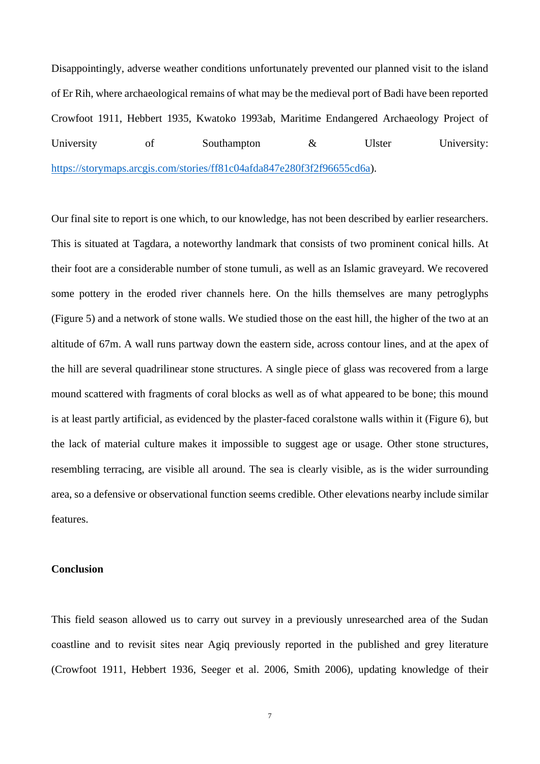Disappointingly, adverse weather conditions unfortunately prevented our planned visit to the island of Er Rih, where archaeological remains of what may be the medieval port of Badi have been reported Crowfoot 1911, Hebbert 1935, Kwatoko 1993ab, Maritime Endangered Archaeology Project of University of Southampton & Ulster University: https://storymaps.arcgis.com/stories/ff81c04afda847e280f3f2f96655cd6a).

Our final site to report is one which, to our knowledge, has not been described by earlier researchers. This is situated at Tagdara, a noteworthy landmark that consists of two prominent conical hills. At their foot are a considerable number of stone tumuli, as well as an Islamic graveyard. We recovered some pottery in the eroded river channels here. On the hills themselves are many petroglyphs (Figure 5) and a network of stone walls. We studied those on the east hill, the higher of the two at an altitude of 67m. A wall runs partway down the eastern side, across contour lines, and at the apex of the hill are several quadrilinear stone structures. A single piece of glass was recovered from a large mound scattered with fragments of coral blocks as well as of what appeared to be bone; this mound is at least partly artificial, as evidenced by the plaster-faced coralstone walls within it (Figure 6), but the lack of material culture makes it impossible to suggest age or usage. Other stone structures, resembling terracing, are visible all around. The sea is clearly visible, as is the wider surrounding area, so a defensive or observational function seems credible. Other elevations nearby include similar features.

## Conclusion

This field season allowed us to carry out survey in a previously unresearched area of the Sudan coastline and to revisit sites near Agiq previously reported in the published and grey literature (Crowfoot 1911, Hebbert 1936, Seeger et al. 2006, Smith 2006), updating knowledge of their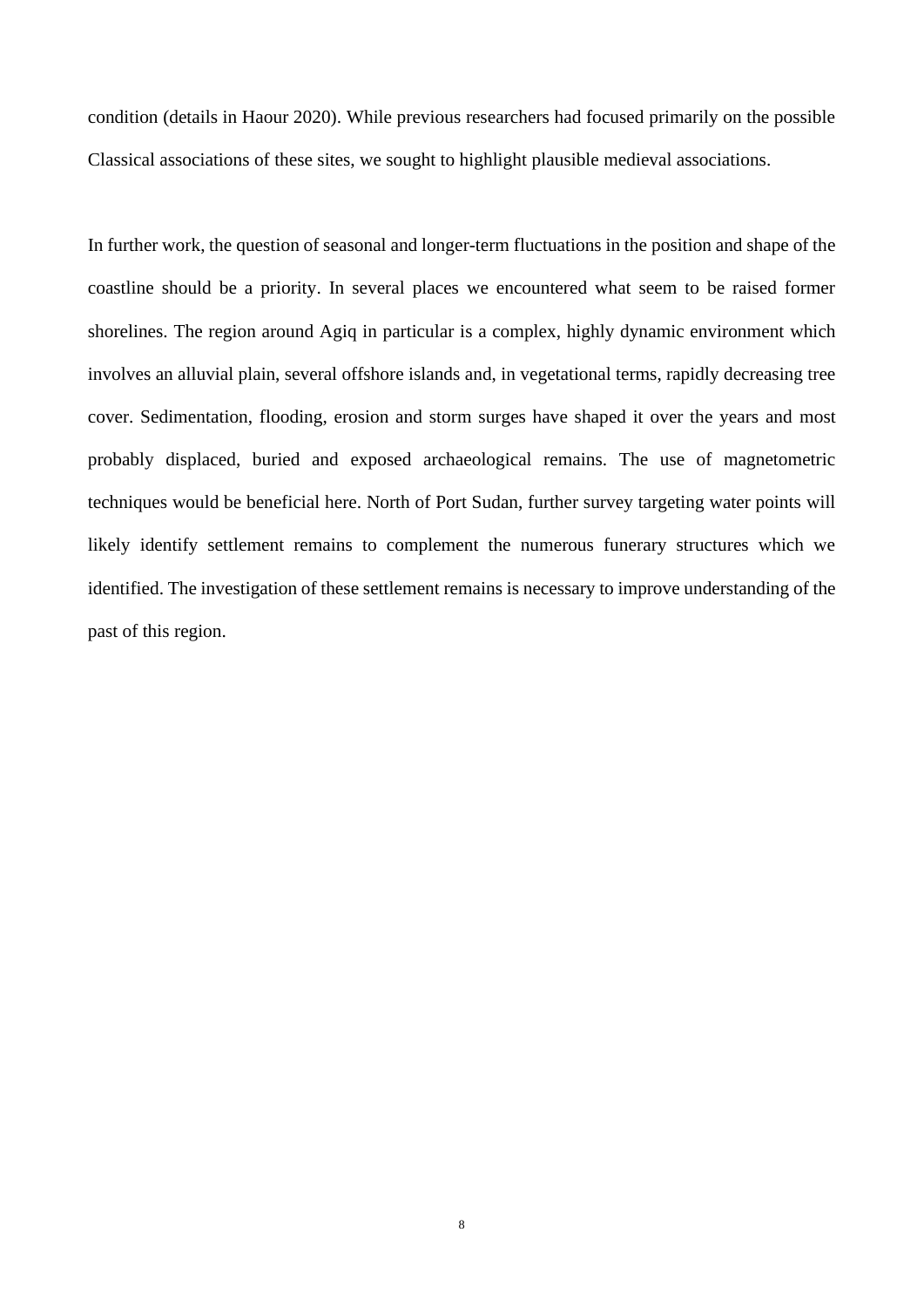condition (details in Haour 2020). While previous researchers had focused primarily on the possible Classical associations of these sites, we sought to highlight plausible medieval associations.

In further work, the question of seasonal and longer-term fluctuations in the position and shape of the coastline should be a priority. In several places we encountered what seem to be raised former shorelines. The region around Agiq in particular is a complex, highly dynamic environment which involves an alluvial plain, several offshore islands and, in vegetational terms, rapidly decreasing tree cover. Sedimentation, flooding, erosion and storm surges have shaped it over the years and most probably displaced, buried and exposed archaeological remains. The use of magnetometric techniques would be beneficial here. North of Port Sudan, further survey targeting water points will likely identify settlement remains to complement the numerous funerary structures which we identified. The investigation of these settlement remains is necessary to improve understanding of the past of this region.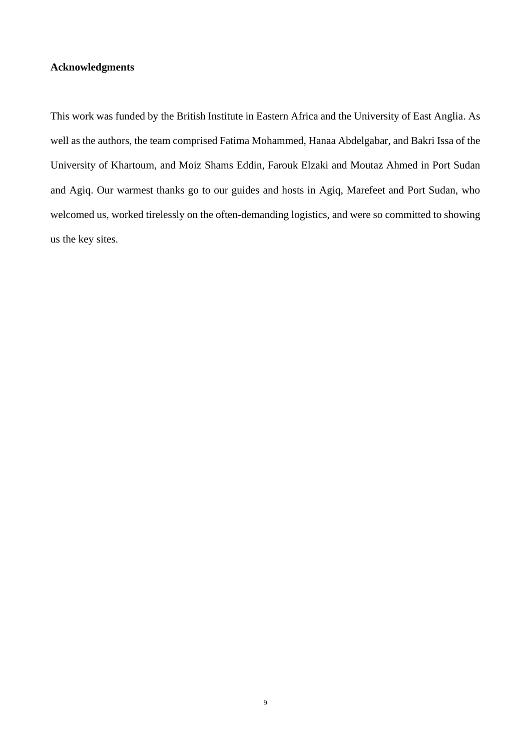**Acknowledgments**

This work was funded by the British Institute in Eastern Africa and the University of East Anglia. As well as the authors, the team comprised Fatima Mohammed, Hanaa Abdelgabar, and Bakri Issa of the University of Khartoum, and Moiz Shams Eddin, Farouk Elzaki and Moutaz Ahmed in Port Sudan and Agiq. Our warmest thanks go to our guides and hosts in Agiq, Marefeet and Port Sudan, who welcomed us, worked tirelessly on the often-demanding logistics, and were so committed to showing us the key sites.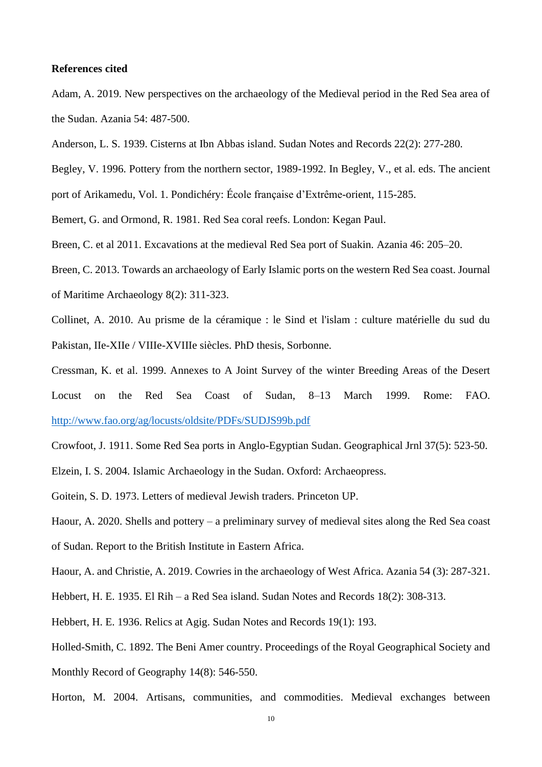**References cited**

Adam, A. 2019. New perspectives on the archaeology of the Medieval period in the Red Sea area of the Sudan. Azania 54: 487-500.

Anderson, L. S. 1939. Cisterns at Ibn Abbas island. Sudan Notes and Records 22(2): 277-280.

Begley, V. 1996. Pottery from the northern sector, 1989-1992. In Begley, V., et al. eds. The ancient port of Arikamedu, Vol. 1. Pondichéry: École française d'Extrême-orient, 115-285.

Bemert, G. and Ormond, R. 1981. Red Sea coral reefs. London: Kegan Paul.

Breen, C. et al 2011. Excavations at the medieval Red Sea port of Suakin. Azania 46: 205–20.

Breen, C. 2013. Towards an archaeology of Early Islamic ports on the western Red Sea coast. Journal of Maritime Archaeology 8(2): 311-323.

Collinet, A. 2010. Au prisme de la céramique : le Sind et l'islam : culture matérielle du sud du Pakistan, IIe-XIIe / VIIIe-XVIIIe siècles. PhD thesis, Sorbonne.

Cressman, K. et al. 1999. Annexes to A Joint Survey of the winter Breeding Areas of the Desert Locust on the Red Sea Coast of Sudan, 8–13 March 1999. Rome: FAO. http://www.fao.org/ag/locusts/oldsite/PDFs/SUDJS99b.pdf

Crowfoot, J. 1911. Some Red Sea ports in Anglo-Egyptian Sudan. Geographical Jrnl 37(5): 523-50.

Elzein, I. S. 2004. Islamic Archaeology in the Sudan. Oxford: Archaeopress.

Goitein, S. D. 1973. Letters of medieval Jewish traders. Princeton UP.

Haour, A. 2020. Shells and pottery – a preliminary survey of medieval sites along the Red Sea coast of Sudan. Report to the British Institute in Eastern Africa.

Haour, A. and Christie, A. 2019. Cowries in the archaeology of West Africa. Azania 54 (3): 287-321.

Hebbert, H. E. 1935. El Rih – a Red Sea island. Sudan Notes and Records 18(2): 308-313.

Hebbert, H. E. 1936. Relics at Agig. Sudan Notes and Records 19(1): 193.

Holled-Smith, C. 1892. The Beni Amer country. Proceedings of the Royal Geographical Society and Monthly Record of Geography 14(8): 546-550.

Horton, M. 2004. Artisans, communities, and commodities. Medieval exchanges between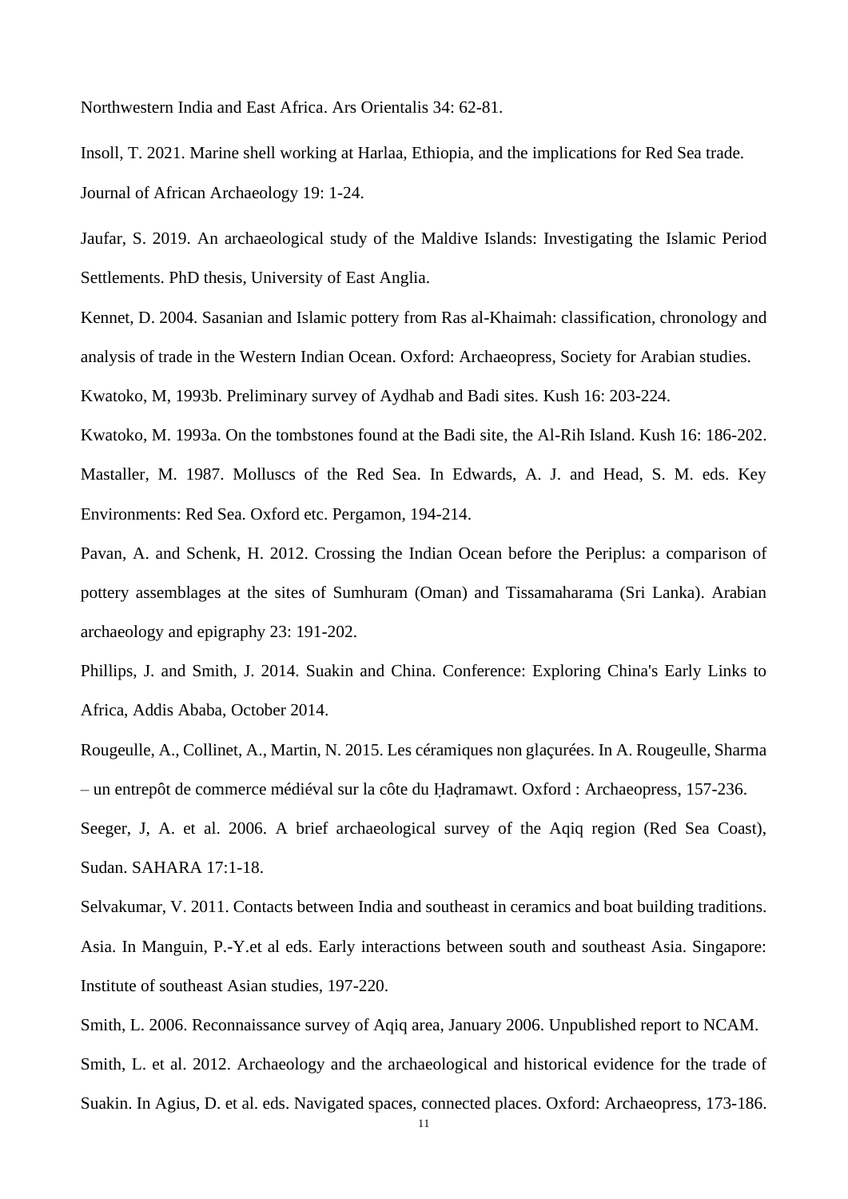Northwestern India and East Africa. Ars Orientalis 34: 62-81.

Insoll, T. 2021. Marine shell working at Harlaa, Ethiopia, and the implications for Red Sea trade. Journal of African Archaeology 19: 1-24.

Jaufar, S. 2019. An archaeological study of the Maldive Islands: Investigating the Islamic Period Settlements. PhD thesis, University of East Anglia.

Kennet, D. 2004. Sasanian and Islamic pottery from Ras al-Khaimah: classification, chronology and analysis of trade in the Western Indian Ocean. Oxford: Archaeopress, Society for Arabian studies.

Kwatoko, M, 1993b. Preliminary survey of Aydhab and Badi sites. Kush 16: 203-224.

Kwatoko, M. 1993a. On the tombstones found at the Badi site, the Al-Rih Island. Kush 16: 186-202.

Mastaller, M. 1987. Molluscs of the Red Sea. In Edwards, A. J. and Head, S. M. eds. Key Environments: Red Sea. Oxford etc. Pergamon, 194-214.

Pavan, A. and Schenk, H. 2012. Crossing the Indian Ocean before the Periplus: a comparison of pottery assemblages at the sites of Sumhuram (Oman) and Tissamaharama (Sri Lanka). Arabian archaeology and epigraphy 23: 191-202.

Phillips, J. and Smith, J. 2014. Suakin and China. Conference: Exploring China's Early Links to Africa, Addis Ababa, October 2014.

Rougeulle, A., Collinet, A., Martin, N. 2015. Les céramiques non glaçurées. In A. Rougeulle, Sharma – un entrepôt de commerce médiéval sur la côte du Ḥaḍramawt. Oxford : Archaeopress, 157-236.

Seeger, J, A. et al. 2006. A brief archaeological survey of the Aqiq region (Red Sea Coast), Sudan. SAHARA 17:1-18.

Selvakumar, V. 2011. Contacts between India and southeast in ceramics and boat building traditions. Asia. In Manguin, P.-Y.et al eds. Early interactions between south and southeast Asia. Singapore: Institute of southeast Asian studies, 197-220.

Smith, L. 2006. Reconnaissance survey of Aqiq area, January 2006. Unpublished report to NCAM.

Smith, L. et al. 2012. Archaeology and the archaeological and historical evidence for the trade of Suakin. In Agius, D. et al. eds. Navigated spaces, connected places. Oxford: Archaeopress, 173-186.